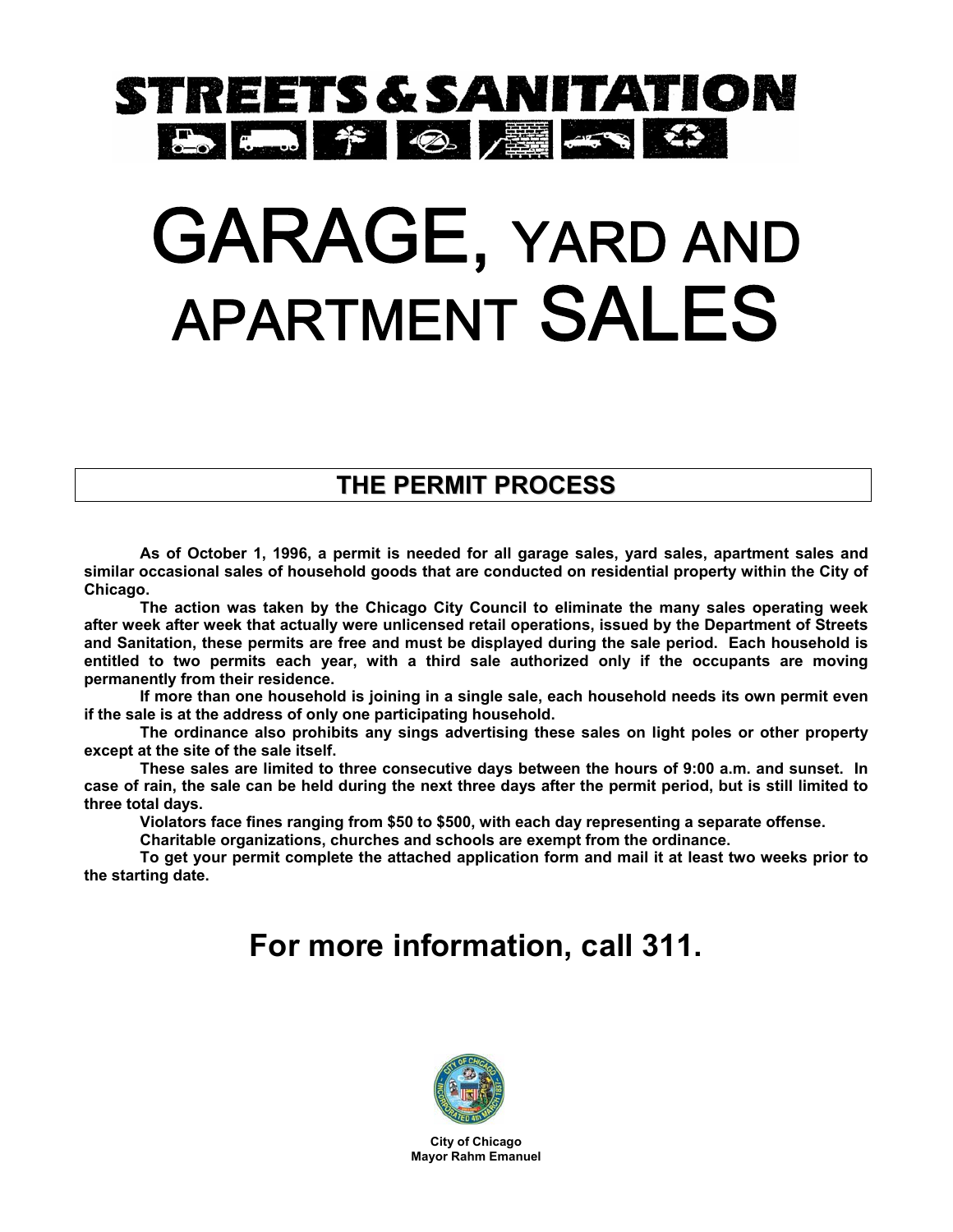# STREETS & SANITATION

# GARAGE, YARD AND APARTMENT SALES

## THE PERMIT PROCESS

**As of October 1, 1996, a permit is needed for all garage sales, yard sales, apartment sales and similar occasional sales of household goods that are conducted on residential property within the City of Chicago.**

**The action was taken by the Chicago City Council to eliminate the many sales operating week after week after week that actually were unlicensed retail operations, issued by the Department of Streets and Sanitation, these permits are free and must be displayed during the sale period. Each household is entitled to two permits each year, with a third sale authorized only if the occupants are moving permanently from their residence.**

**If more than one household is joining in a single sale, each household needs its own permit even if the sale is at the address of only one participating household.**

**The ordinance also prohibits any sings advertising these sales on light poles or other property except at the site of the sale itself.**

**These sales are limited to three consecutive days between the hours of 9:00 a.m. and sunset. In case of rain, the sale can be held during the next three days after the permit period, but is still limited to three total days.**

**Violators face fines ranging from $50 to $500, with each day representing a separate offense.**

**Charitable organizations, churches and schools are exempt from the ordinance.**

**To get your permit complete the attached application form and mail it at least two weeks prior to the starting date.**

## For more information, call 311.

**City of Chicago**
**Mayor Rahm Emanuel**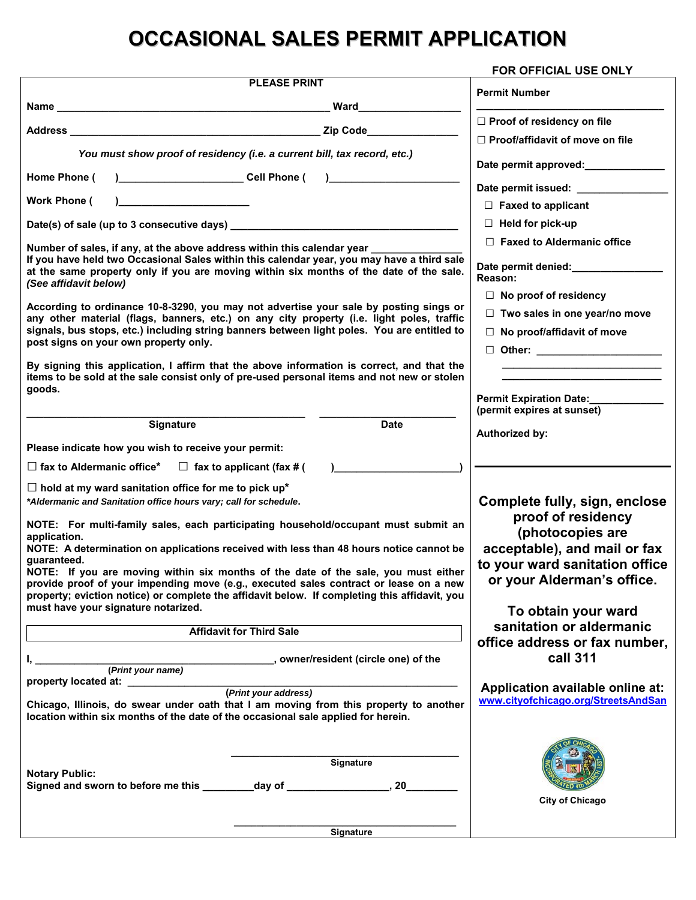# OCCASIONAL SALES PERMIT APPLICATION

**PLEASE PRINT**

**Name** ______________________________________________ **Ward**_________________

**Address** ___________________________________________ **Zip Code**_______________

*You must show proof of residency (i.e. a current bill, tax record, etc.)*

**Home Phone (      )**_____________________ **Cell Phone (      )**_____________________

**Work Phone (      )**______________________

**Date(s) of sale (up to 3 consecutive days)** _______________________________________

**Number of sales, if any, at the above address within this calendar year** _______________

**If you have held two Occasional Sales within this calendar year, you may have a third sale at the same property only if you are moving within six months of the date of the sale. *(See affidavit below)***

**According to ordinance 10-8-3290, you may not advertise your sale by posting sings or any other material (flags, banners, etc.) on any city property (i.e. light poles, traffic signals, bus stops, etc.) including string banners between light poles. You are entitled to post signs on your own property only.**

**By signing this application, I affirm that the above information is correct, and that the items to be sold at the sale consist only of pre-used personal items and not new or stolen goods.**

_________________________________________________ ______________________

**Signature** **Date**

**Please indicate how you wish to receive your permit:**

☐ **fax to Aldermanic office*** ☐ **fax to applicant (fax # (      )_____________________)**

☐ **hold at my ward sanitation office for me to pick up***

***Aldermanic and Sanitation office hours vary; call for schedule.***

**NOTE: For multi-family sales, each participating household/occupant must submit an application.**
**NOTE: A determination on applications received with less than 48 hours notice cannot be guaranteed.**
**NOTE: If you are moving within six months of the date of the sale, you must either provide proof of your impending move (e.g., executed sales contract or lease on a new property; eviction notice) or complete the affidavit below. If completing this affidavit, you must have your signature notarized.**

## Affidavit for Third Sale

**I,** _______________________________________, **owner/resident (circle one) of the**
***(Print your name)***

**property located at:** _______________________________________________________
***(Print your address)***

**Chicago, Illinois, do swear under oath that I am moving from this property to another location within six months of the date of the occasional sale applied for herein.**

_______________________________________
**Signature**

**Notary Public:**
**Signed and sworn to before me this** _________**day of** _________________, **20**_________

_______________________________________
**Signature**

---

**FOR OFFICIAL USE ONLY**

**Permit Number**

______________________________

☐ **Proof of residency on file**

☐ **Proof/affidavit of move on file**

**Date permit approved:**_____________

**Date permit issued:** _______________

☐ **Faxed to applicant**

☐ **Held for pick-up**

☐ **Faxed to Aldermanic office**

**Date permit denied:**_______________
**Reason:**

☐ **No proof of residency**

☐ **Two sales in one year/no move**

☐ **No proof/affidavit of move**

☐ **Other:** _____________________
_________________________
_________________________

**Permit Expiration Date:**____________
**(permit expires at sunset)**

**Authorized by:**

---

**Complete fully, sign, enclose proof of residency (photocopies are acceptable), and mail or fax to your ward sanitation office or your Alderman's office.**

**To obtain your ward sanitation or aldermanic office address or fax number, call 311**

**Application available online at:**
www.cityofchicago.org/StreetsAndSan

**City of Chicago**